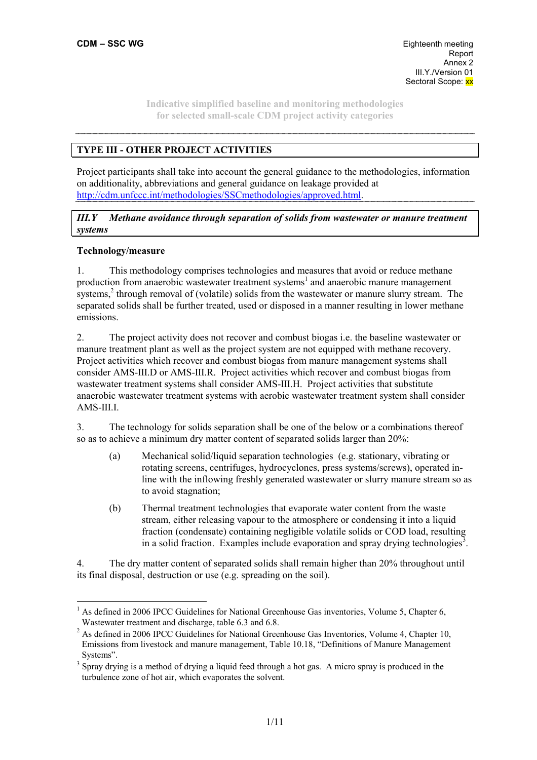# TYPE III - OTHER PROJECT ACTIVITIES

Project participants shall take into account the general guidance to the methodologies, information on additionality, abbreviations and general guidance on leakage provided at http://cdm.unfccc.int/methodologies/SSCmethodologies/approved.html.

## *III.Y Methane avoidance through separation of solids from wastewater or manure treatment systems*

### Technology/measure

1. This methodology comprises technologies and measures that avoid or reduce methane production from anaerobic wastewater treatment systems[1] and anaerobic manure management systems,[2] through removal of (volatile) solids from the wastewater or manure slurry stream. The separated solids shall be further treated, used or disposed in a manner resulting in lower methane emissions.

2. The project activity does not recover and combust biogas i.e. the baseline wastewater or manure treatment plant as well as the project system are not equipped with methane recovery. Project activities which recover and combust biogas from manure management systems shall consider AMS-III.D or AMS-III.R. Project activities which recover and combust biogas from wastewater treatment systems shall consider AMS-III.H. Project activities that substitute anaerobic wastewater treatment systems with aerobic wastewater treatment system shall consider AMS-III.I.

3. The technology for solids separation shall be one of the below or a combinations thereof so as to achieve a minimum dry matter content of separated solids larger than 20%:

   (a) Mechanical solid/liquid separation technologies (e.g. stationary, vibrating or rotating screens, centrifuges, hydrocyclones, press systems/screws), operated in-line with the inflowing freshly generated wastewater or slurry manure stream so as to avoid stagnation;

   (b) Thermal treatment technologies that evaporate water content from the waste stream, either releasing vapour to the atmosphere or condensing it into a liquid fraction (condensate) containing negligible volatile solids or COD load, resulting in a solid fraction. Examples include evaporation and spray drying technologies[3].

4. The dry matter content of separated solids shall remain higher than 20% throughout until its final disposal, destruction or use (e.g. spreading on the soil).

---

[1] As defined in 2006 IPCC Guidelines for National Greenhouse Gas inventories, Volume 5, Chapter 6, Wastewater treatment and discharge, table 6.3 and 6.8.

[2] As defined in 2006 IPCC Guidelines for National Greenhouse Gas Inventories, Volume 4, Chapter 10, Emissions from livestock and manure management, Table 10.18, "Definitions of Manure Management Systems".

[3] Spray drying is a method of drying a liquid feed through a hot gas. A micro spray is produced in the turbulence zone of hot air, which evaporates the solvent.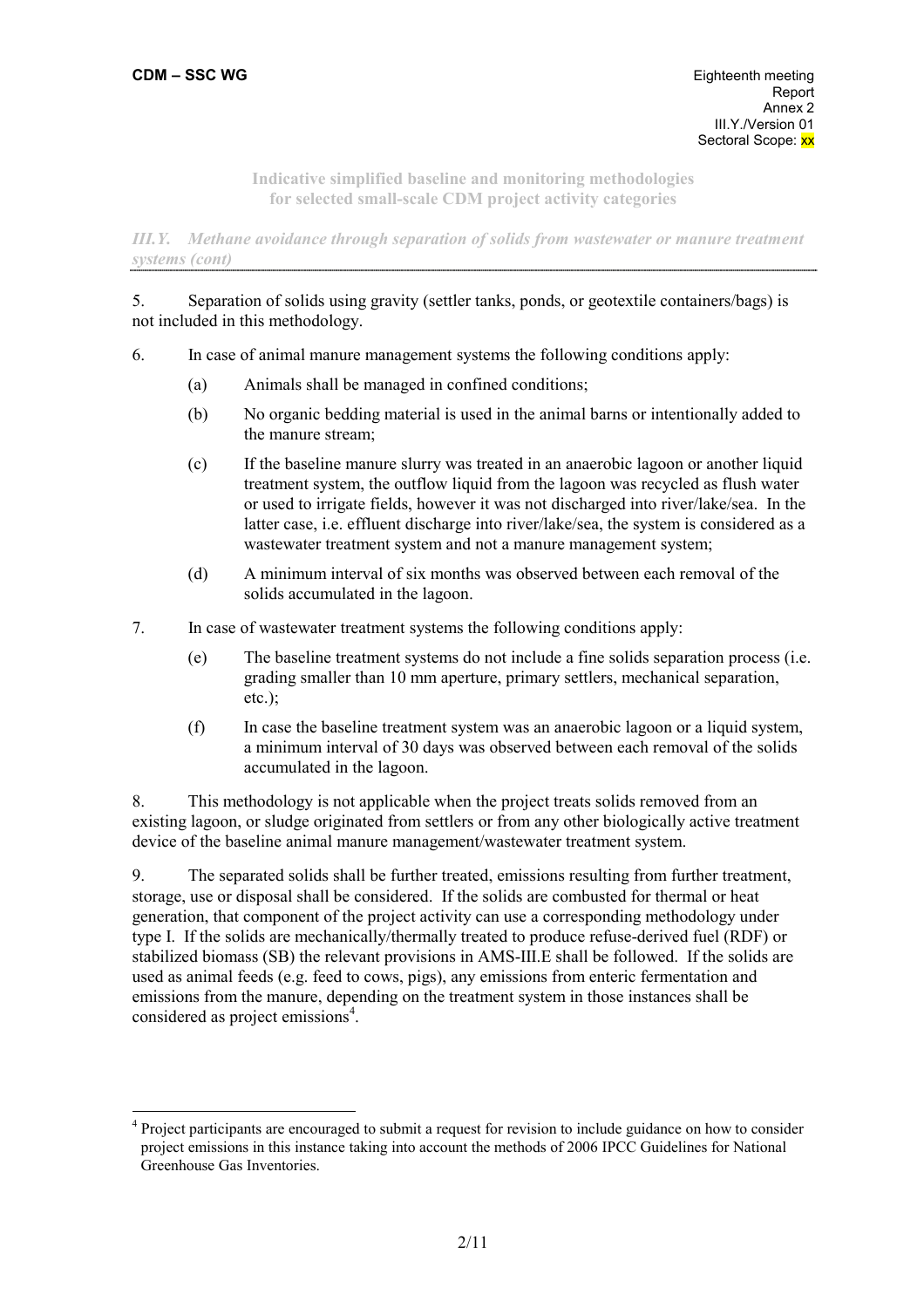*III.Y. Methane avoidance through separation of solids from wastewater or manure treatment systems (cont)*

5. Separation of solids using gravity (settler tanks, ponds, or geotextile containers/bags) is not included in this methodology.

6. In case of animal manure management systems the following conditions apply:

   (a) Animals shall be managed in confined conditions;

   (b) No organic bedding material is used in the animal barns or intentionally added to the manure stream;

   (c) If the baseline manure slurry was treated in an anaerobic lagoon or another liquid treatment system, the outflow liquid from the lagoon was recycled as flush water or used to irrigate fields, however it was not discharged into river/lake/sea. In the latter case, i.e. effluent discharge into river/lake/sea, the system is considered as a wastewater treatment system and not a manure management system;

   (d) A minimum interval of six months was observed between each removal of the solids accumulated in the lagoon.

7. In case of wastewater treatment systems the following conditions apply:

   (e) The baseline treatment systems do not include a fine solids separation process (i.e. grading smaller than 10 mm aperture, primary settlers, mechanical separation, etc.);

   (f) In case the baseline treatment system was an anaerobic lagoon or a liquid system, a minimum interval of 30 days was observed between each removal of the solids accumulated in the lagoon.

8. This methodology is not applicable when the project treats solids removed from an existing lagoon, or sludge originated from settlers or from any other biologically active treatment device of the baseline animal manure management/wastewater treatment system.

9. The separated solids shall be further treated, emissions resulting from further treatment, storage, use or disposal shall be considered. If the solids are combusted for thermal or heat generation, that component of the project activity can use a corresponding methodology under type I. If the solids are mechanically/thermally treated to produce refuse-derived fuel (RDF) or stabilized biomass (SB) the relevant provisions in AMS-III.E shall be followed. If the solids are used as animal feeds (e.g. feed to cows, pigs), any emissions from enteric fermentation and emissions from the manure, depending on the treatment system in those instances shall be considered as project emissions[4].

---

[4] Project participants are encouraged to submit a request for revision to include guidance on how to consider project emissions in this instance taking into account the methods of 2006 IPCC Guidelines for National Greenhouse Gas Inventories.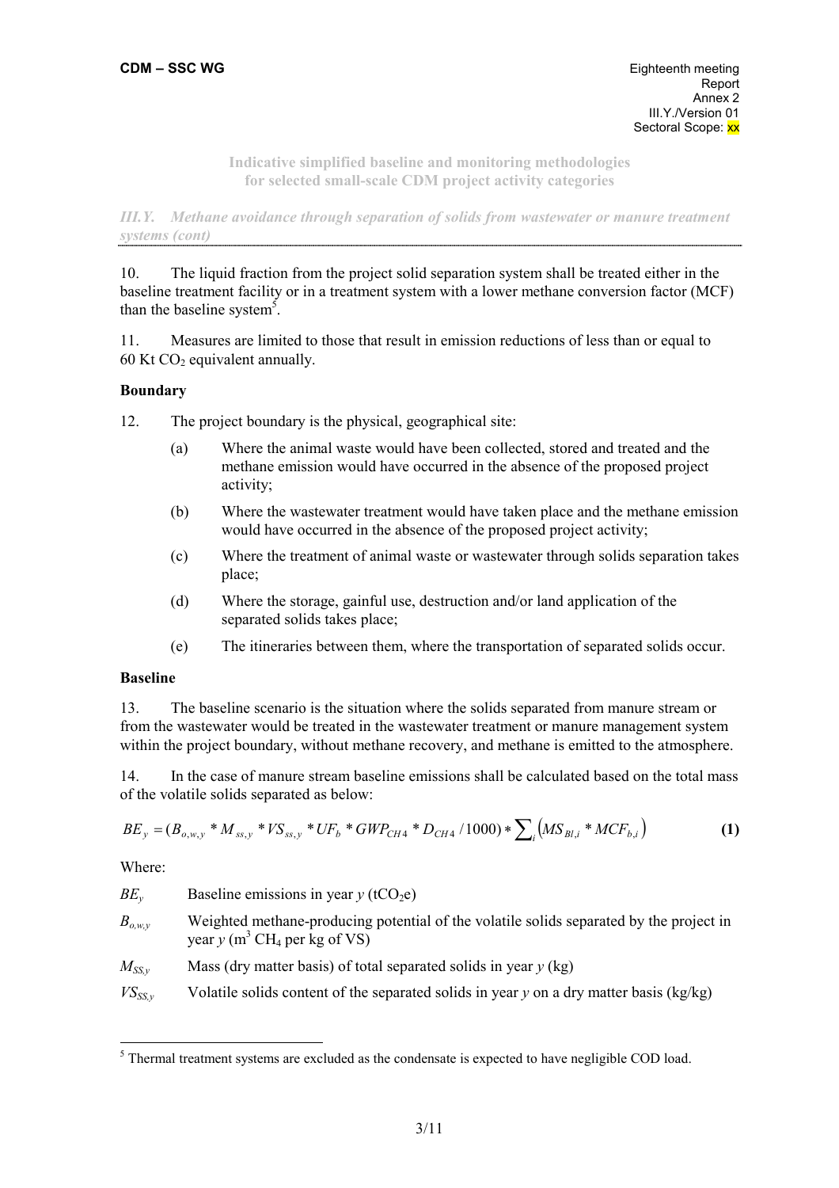**Indicative simplified baseline and monitoring methodologies for selected small-scale CDM project activity categories**

*III.Y. Methane avoidance through separation of solids from wastewater or manure treatment systems (cont)*

10. The liquid fraction from the project solid separation system shall be treated either in the baseline treatment facility or in a treatment system with a lower methane conversion factor (MCF) than the baseline system[5].

11. Measures are limited to those that result in emission reductions of less than or equal to 60 Kt $CO_2$ equivalent annually.

### Boundary

12. The project boundary is the physical, geographical site:

(a) Where the animal waste would have been collected, stored and treated and the methane emission would have occurred in the absence of the proposed project activity;

(b) Where the wastewater treatment would have taken place and the methane emission would have occurred in the absence of the proposed project activity;

(c) Where the treatment of animal waste or wastewater through solids separation takes place;

(d) Where the storage, gainful use, destruction and/or land application of the separated solids takes place;

(e) The itineraries between them, where the transportation of separated solids occur.

### Baseline

13. The baseline scenario is the situation where the solids separated from manure stream or from the wastewater would be treated in the wastewater treatment or manure management system within the project boundary, without methane recovery, and methane is emitted to the atmosphere.

14. In the case of manure stream baseline emissions shall be calculated based on the total mass of the volatile solids separated as below:

$$BE_y = (B_{o,w,y} * M_{ss,y} * VS_{ss,y} * UF_b * GWP_{CH4} * D_{CH4} / 1000) * \sum_i \left( MS_{Bl,i} * MCF_{b,i} \right) \quad \textbf{(1)}$$

Where:

$BE_y$ Baseline emissions in year $y$ ($tCO_2e$)

$B_{o,w,y}$ Weighted methane-producing potential of the volatile solids separated by the project in year $y$ ($m^3$ $CH_4$ per kg of VS)

$M_{SS,y}$ Mass (dry matter basis) of total separated solids in year $y$ (kg)

$VS_{SS,y}$ Volatile solids content of the separated solids in year $y$ on a dry matter basis (kg/kg)

---

[5] Thermal treatment systems are excluded as the condensate is expected to have negligible COD load.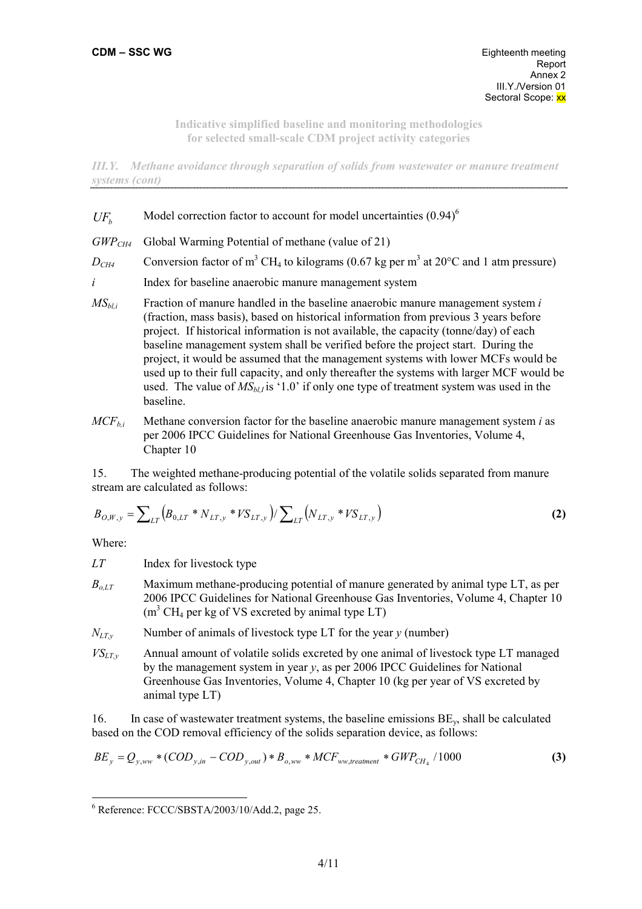**Indicative simplified baseline and monitoring methodologies for selected small-scale CDM project activity categories**

*III.Y. Methane avoidance through separation of solids from wastewater or manure treatment systems (cont)*

$UF_b$ Model correction factor to account for model uncertainties (0.94)[6]

$GWP_{CH4}$ Global Warming Potential of methane (value of 21)

$D_{CH4}$ Conversion factor of $m^3$ $CH_4$ to kilograms (0.67 kg per $m^3$ at 20°C and 1 atm pressure)

$i$ Index for baseline anaerobic manure management system

$MS_{bl,i}$ Fraction of manure handled in the baseline anaerobic manure management system *i* (fraction, mass basis), based on historical information from previous 3 years before project. If historical information is not available, the capacity (tonne/day) of each baseline management system shall be verified before the project start. During the project, it would be assumed that the management systems with lower MCFs would be used up to their full capacity, and only thereafter the systems with larger MCF would be used. The value of $MS_{bl,I}$ is '1.0' if only one type of treatment system was used in the baseline.

$MCF_{b,i}$ Methane conversion factor for the baseline anaerobic manure management system *i* as per 2006 IPCC Guidelines for National Greenhouse Gas Inventories, Volume 4, Chapter 10

15. The weighted methane-producing potential of the volatile solids separated from manure stream are calculated as follows:

$$B_{O,W,y} = \sum_{LT} \left( B_{0,LT} * N_{LT,y} * VS_{LT,y} \right) / \sum_{LT} \left( N_{LT,y} * VS_{LT,y} \right) \quad \textbf{(2)}$$

Where:

$LT$ Index for livestock type

$B_{o,LT}$ Maximum methane-producing potential of manure generated by animal type LT, as per 2006 IPCC Guidelines for National Greenhouse Gas Inventories, Volume 4, Chapter 10 ($m^3$ $CH_4$ per kg of VS excreted by animal type LT)

$N_{LT,y}$ Number of animals of livestock type LT for the year *y* (number)

$VS_{LT,y}$ Annual amount of volatile solids excreted by one animal of livestock type LT managed by the management system in year *y*, as per 2006 IPCC Guidelines for National Greenhouse Gas Inventories, Volume 4, Chapter 10 (kg per year of VS excreted by animal type LT)

16. In case of wastewater treatment systems, the baseline emissions $BE_y$, shall be calculated based on the COD removal efficiency of the solids separation device, as follows:

$$BE_y = Q_{y,ww} * (COD_{y,in} - COD_{y,out}) * B_{o,ww} * MCF_{ww,treatment} * GWP_{CH_4} / 1000 \quad \textbf{(3)}$$

[6] Reference: FCCC/SBSTA/2003/10/Add.2, page 25.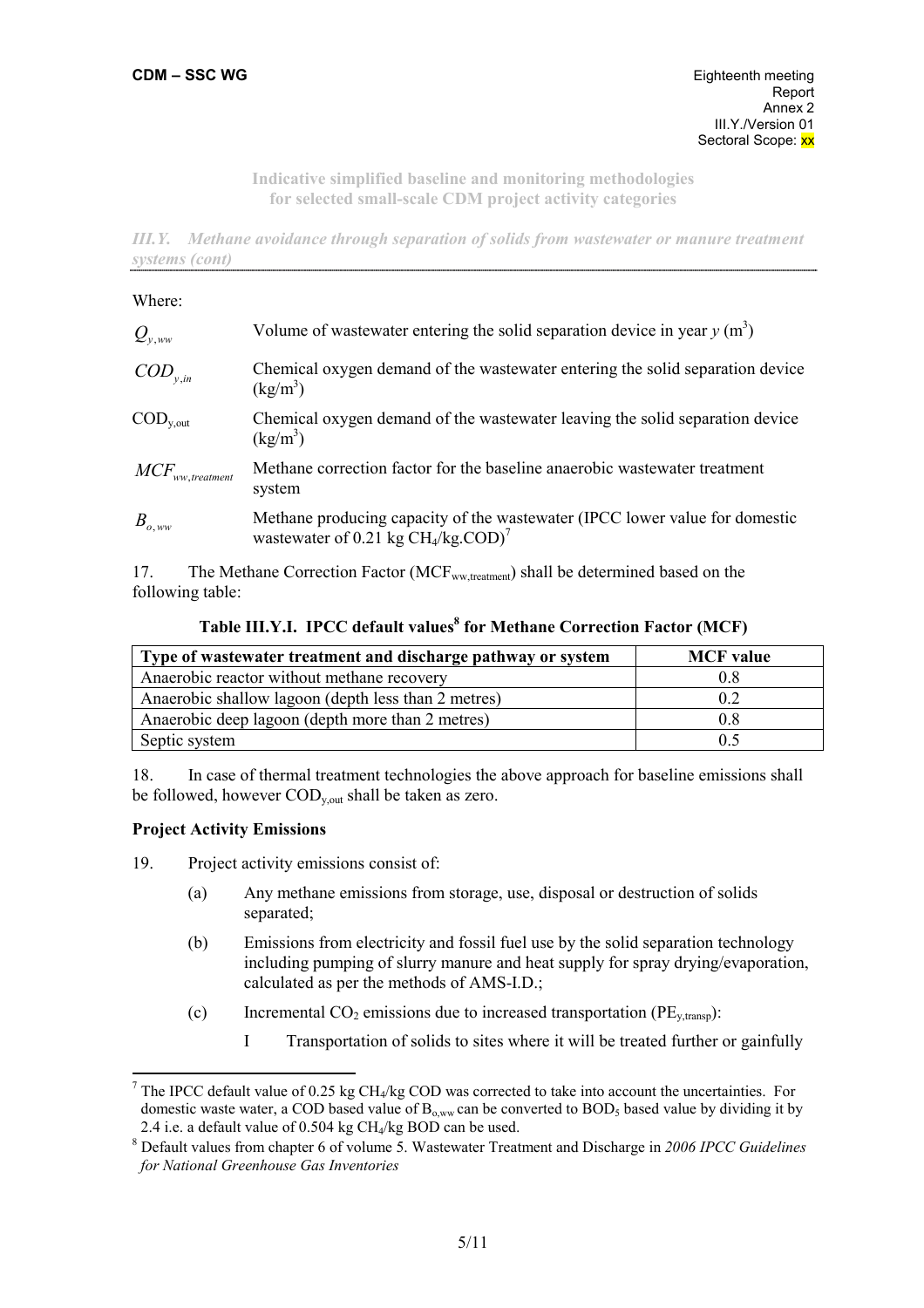Indicative simplified baseline and monitoring methodologies for selected small-scale CDM project activity categories

*III.Y. Methane avoidance through separation of solids from wastewater or manure treatment systems (cont)*

Where:

| | |
|---|---|
| $Q_{y,ww}$ | Volume of wastewater entering the solid separation device in year $y$ ($m^3$) |
| $COD_{y,in}$ | Chemical oxygen demand of the wastewater entering the solid separation device ($kg/m^3$) |
| $COD_{y,out}$ | Chemical oxygen demand of the wastewater leaving the solid separation device ($kg/m^3$) |
| $MCF_{ww,treatment}$ | Methane correction factor for the baseline anaerobic wastewater treatment system |
| $B_{o,ww}$ | Methane producing capacity of the wastewater (IPCC lower value for domestic wastewater of 0.21 kg $CH_4$/kg.COD)[7] |

17. The Methane Correction Factor ($MCF_{ww,treatment}$) shall be determined based on the following table:

**Table III.Y.I. IPCC default values[8] for Methane Correction Factor (MCF)**

| Type of wastewater treatment and discharge pathway or system | MCF value |
|---|---|
| Anaerobic reactor without methane recovery | 0.8 |
| Anaerobic shallow lagoon (depth less than 2 metres) | 0.2 |
| Anaerobic deep lagoon (depth more than 2 metres) | 0.8 |
| Septic system | 0.5 |

18. In case of thermal treatment technologies the above approach for baseline emissions shall be followed, however $COD_{y,out}$ shall be taken as zero.

**Project Activity Emissions**

19. Project activity emissions consist of:

   (a) Any methane emissions from storage, use, disposal or destruction of solids separated;

   (b) Emissions from electricity and fossil fuel use by the solid separation technology including pumping of slurry manure and heat supply for spray drying/evaporation, calculated as per the methods of AMS-I.D.;

   (c) Incremental $CO_2$ emissions due to increased transportation ($PE_{y,transp}$):

      I Transportation of solids to sites where it will be treated further or gainfully

---

[7] The IPCC default value of 0.25 kg $CH_4$/kg COD was corrected to take into account the uncertainties. For domestic waste water, a COD based value of $B_{o,ww}$ can be converted to $BOD_5$ based value by dividing it by 2.4 i.e. a default value of 0.504 kg $CH_4$/kg BOD can be used.

[8] Default values from chapter 6 of volume 5. Wastewater Treatment and Discharge in *2006 IPCC Guidelines for National Greenhouse Gas Inventories*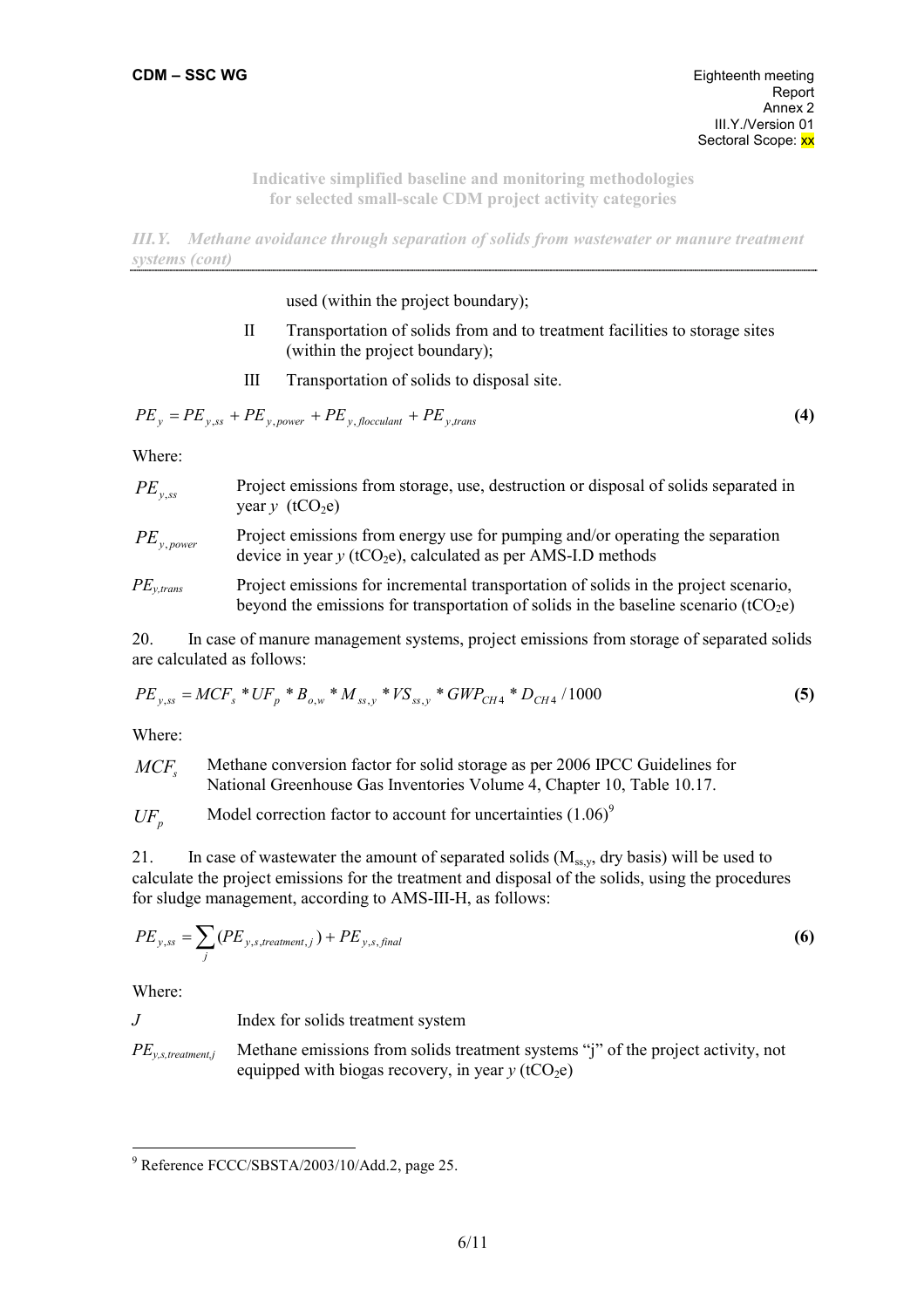*III.Y. Methane avoidance through separation of solids from wastewater or manure treatment systems (cont)*

used (within the project boundary);

II Transportation of solids from and to treatment facilities to storage sites (within the project boundary);

III Transportation of solids to disposal site.

$$PE_y = PE_{y,ss} + PE_{y,power} + PE_{y,flocculant} + PE_{y,trans} \quad \textbf{(4)}$$

Where:

| | |
|---|---|
| $PE_{y,ss}$ | Project emissions from storage, use, destruction or disposal of solids separated in year *y* ($tCO_2e$) |
| $PE_{y,power}$ | Project emissions from energy use for pumping and/or operating the separation device in year *y* ($tCO_2e$), calculated as per AMS-I.D methods |
| $PE_{y,trans}$ | Project emissions for incremental transportation of solids in the project scenario, beyond the emissions for transportation of solids in the baseline scenario ($tCO_2e$) |

20. In case of manure management systems, project emissions from storage of separated solids are calculated as follows:

$$PE_{y,ss} = MCF_s * UF_p * B_{o,w} * M_{ss,y} * VS_{ss,y} * GWP_{CH4} * D_{CH4} / 1000 \quad \textbf{(5)}$$

Where:

| | |
|---|---|
| $MCF_s$ | Methane conversion factor for solid storage as per 2006 IPCC Guidelines for National Greenhouse Gas Inventories Volume 4, Chapter 10, Table 10.17. |
| $UF_p$ | Model correction factor to account for uncertainties (1.06)[9] |

21. In case of wastewater the amount of separated solids ($M_{ss,y}$, dry basis) will be used to calculate the project emissions for the treatment and disposal of the solids, using the procedures for sludge management, according to AMS-III-H, as follows:

$$PE_{y,ss} = \sum_j (PE_{y,s,treatment,j}) + PE_{y,s,final} \quad \textbf{(6)}$$

Where:

| | |
|---|---|
| *J* | Index for solids treatment system |
| $PE_{y,s,treatment,j}$ | Methane emissions from solids treatment systems "j" of the project activity, not equipped with biogas recovery, in year *y* ($tCO_2e$) |

---

[9] Reference FCCC/SBSTA/2003/10/Add.2, page 25.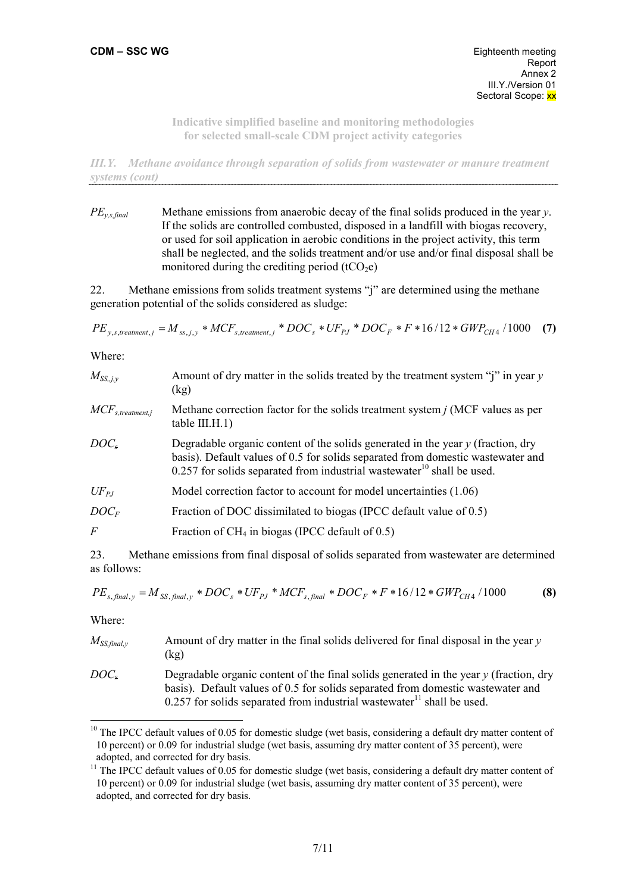**Indicative simplified baseline and monitoring methodologies for selected small-scale CDM project activity categories**

*III.Y. Methane avoidance through separation of solids from wastewater or manure treatment systems (cont)*

| | |
|---|---|
| $PE_{y,s,final}$ | Methane emissions from anaerobic decay of the final solids produced in the year *y*. If the solids are controlled combusted, disposed in a landfill with biogas recovery, or used for soil application in aerobic conditions in the project activity, this term shall be neglected, and the solids treatment and/or use and/or final disposal shall be monitored during the crediting period ($tCO_2e$) |

22. Methane emissions from solids treatment systems "j" are determined using the methane generation potential of the solids considered as sludge:

$$PE_{y,s,treatment,j} = M_{ss,j,y} * MCF_{s,treatment,j} * DOC_s * UF_{PJ} * DOC_F * F * 16/12 * GWP_{CH4} / 1000 \quad \textbf{(7)}$$

Where:

| | |
|---|---|
| $M_{SS,,j,y}$ | Amount of dry matter in the solids treated by the treatment system "j" in year *y* (kg) |
| $MCF_{s,treatment,j}$ | Methane correction factor for the solids treatment system *j* (MCF values as per table III.H.1) |
| $DOC_s$ | Degradable organic content of the solids generated in the year *y* (fraction, dry basis). Default values of 0.5 for solids separated from domestic wastewater and 0.257 for solids separated from industrial wastewater[10] shall be used. |
| $UF_{PJ}$ | Model correction factor to account for model uncertainties (1.06) |
| $DOC_F$ | Fraction of DOC dissimilated to biogas (IPCC default value of 0.5) |
| $F$ | Fraction of $CH_4$ in biogas (IPCC default of 0.5) |

23. Methane emissions from final disposal of solids separated from wastewater are determined as follows:

$$PE_{s,final,y} = M_{SS,final,y} * DOC_s * UF_{PJ} * MCF_{s,final} * DOC_F * F * 16/12 * GWP_{CH4} / 1000 \quad \textbf{(8)}$$

Where:

| | |
|---|---|
| $M_{SS,final,y}$ | Amount of dry matter in the final solids delivered for final disposal in the year *y* (kg) |
| $DOC_s$ | Degradable organic content of the final solids generated in the year *y* (fraction, dry basis). Default values of 0.5 for solids separated from domestic wastewater and 0.257 for solids separated from industrial wastewater[11] shall be used. |

---

[10] The IPCC default values of 0.05 for domestic sludge (wet basis, considering a default dry matter content of 10 percent) or 0.09 for industrial sludge (wet basis, assuming dry matter content of 35 percent), were adopted, and corrected for dry basis.

[11] The IPCC default values of 0.05 for domestic sludge (wet basis, considering a default dry matter content of 10 percent) or 0.09 for industrial sludge (wet basis, assuming dry matter content of 35 percent), were adopted, and corrected for dry basis.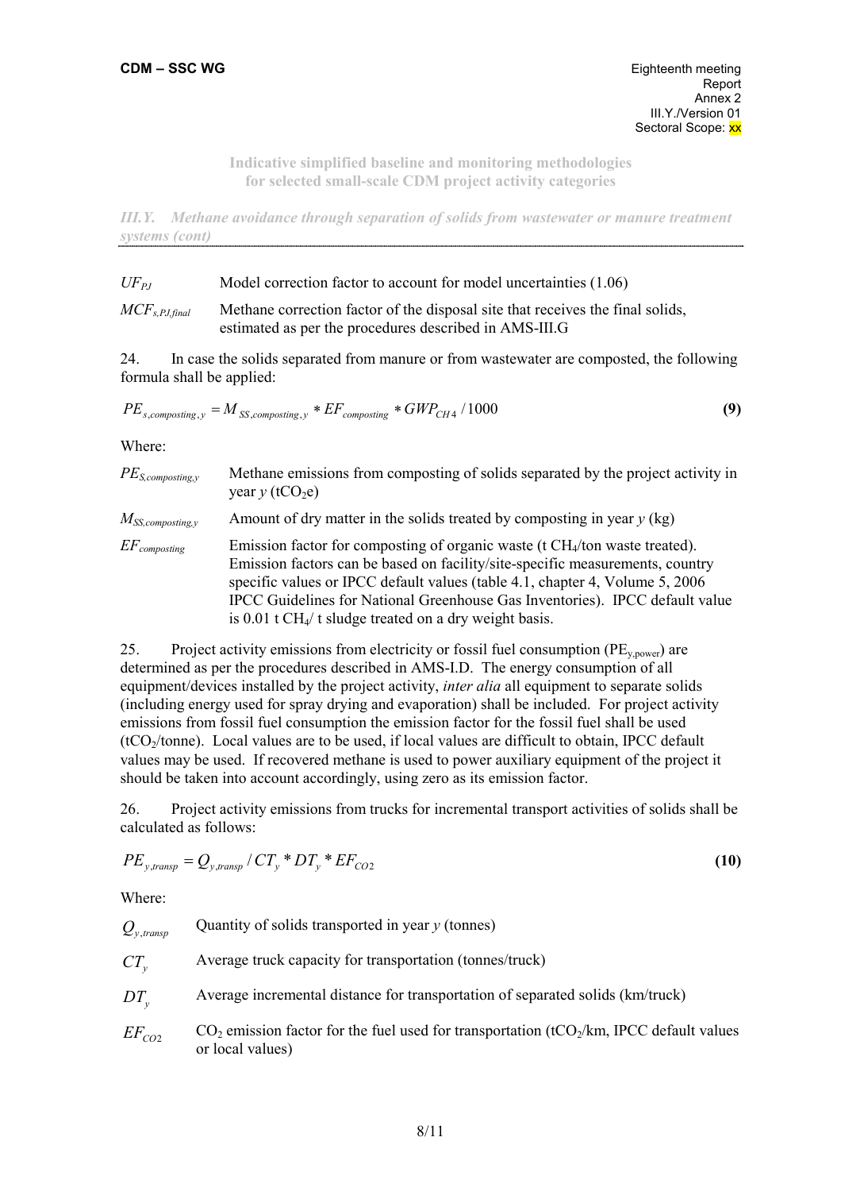**Indicative simplified baseline and monitoring methodologies for selected small-scale CDM project activity categories**

*III.Y. Methane avoidance through separation of solids from wastewater or manure treatment systems (cont)*

| | |
|---|---|
| $UF_{PJ}$ | Model correction factor to account for model uncertainties (1.06) |
| $MCF_{s,PJ,final}$ | Methane correction factor of the disposal site that receives the final solids, estimated as per the procedures described in AMS-III.G |

24. In case the solids separated from manure or from wastewater are composted, the following formula shall be applied:

$$PE_{s,composting,y} = M_{SS,composting,y} * EF_{composting} * GWP_{CH4} / 1000 \quad \textbf{(9)}$$

Where:

| | |
|---|---|
| $PE_{S,composting,y}$ | Methane emissions from composting of solids separated by the project activity in year *y* ($tCO_2e$) |
| $M_{SS,composting,y}$ | Amount of dry matter in the solids treated by composting in year *y* (kg) |
| $EF_{composting}$ | Emission factor for composting of organic waste (t $CH_4$/ton waste treated). Emission factors can be based on facility/site-specific measurements, country specific values or IPCC default values (table 4.1, chapter 4, Volume 5, 2006 IPCC Guidelines for National Greenhouse Gas Inventories). IPCC default value is 0.01 t $CH_4$/ t sludge treated on a dry weight basis. |

25. Project activity emissions from electricity or fossil fuel consumption ($PE_{y,power}$) are determined as per the procedures described in AMS-I.D. The energy consumption of all equipment/devices installed by the project activity, *inter alia* all equipment to separate solids (including energy used for spray drying and evaporation) shall be included. For project activity emissions from fossil fuel consumption the emission factor for the fossil fuel shall be used ($tCO_2$/tonne). Local values are to be used, if local values are difficult to obtain, IPCC default values may be used. If recovered methane is used to power auxiliary equipment of the project it should be taken into account accordingly, using zero as its emission factor.

26. Project activity emissions from trucks for incremental transport activities of solids shall be calculated as follows:

$$PE_{y,transp} = Q_{y,transp} / CT_y * DT_y * EF_{CO2} \quad \textbf{(10)}$$

Where:

| | |
|---|---|
| $Q_{y,transp}$ | Quantity of solids transported in year *y* (tonnes) |
| $CT_y$ | Average truck capacity for transportation (tonnes/truck) |
| $DT_y$ | Average incremental distance for transportation of separated solids (km/truck) |
| $EF_{CO2}$ | $CO_2$ emission factor for the fuel used for transportation ($tCO_2$/km, IPCC default values or local values) |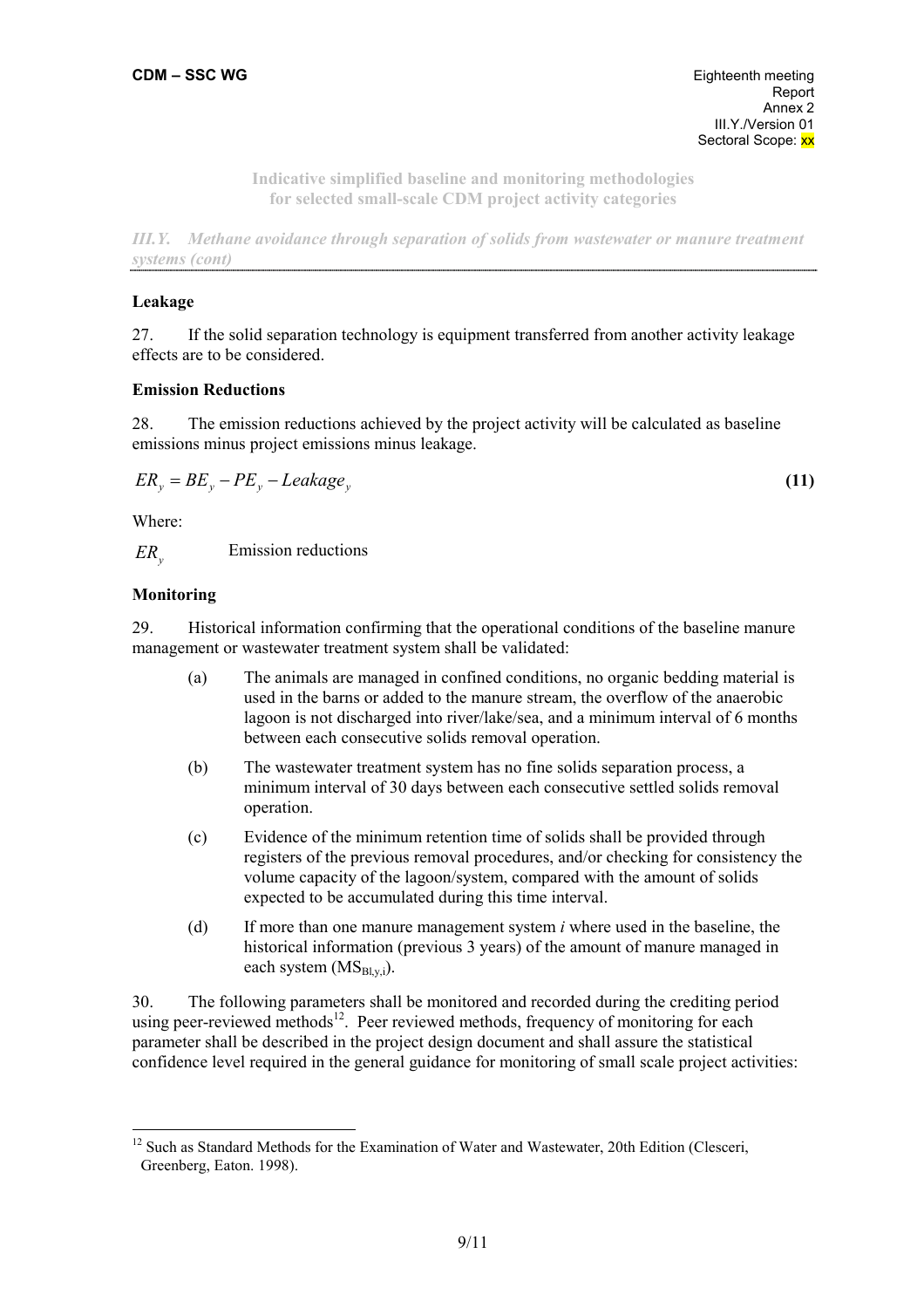**Indicative simplified baseline and monitoring methodologies for selected small-scale CDM project activity categories**

*III.Y. Methane avoidance through separation of solids from wastewater or manure treatment systems (cont)*

### Leakage

27. If the solid separation technology is equipment transferred from another activity leakage effects are to be considered.

### Emission Reductions

28. The emission reductions achieved by the project activity will be calculated as baseline emissions minus project emissions minus leakage.

$$ER_y = BE_y - PE_y - Leakage_y \quad \textbf{(11)}$$

Where:

$ER_y$ Emission reductions

### Monitoring

29. Historical information confirming that the operational conditions of the baseline manure management or wastewater treatment system shall be validated:

(a) The animals are managed in confined conditions, no organic bedding material is used in the barns or added to the manure stream, the overflow of the anaerobic lagoon is not discharged into river/lake/sea, and a minimum interval of 6 months between each consecutive solids removal operation.

(b) The wastewater treatment system has no fine solids separation process, a minimum interval of 30 days between each consecutive settled solids removal operation.

(c) Evidence of the minimum retention time of solids shall be provided through registers of the previous removal procedures, and/or checking for consistency the volume capacity of the lagoon/system, compared with the amount of solids expected to be accumulated during this time interval.

(d) If more than one manure management system *i* where used in the baseline, the historical information (previous 3 years) of the amount of manure managed in each system ($MS_{Bl,y,i}$).

30. The following parameters shall be monitored and recorded during the crediting period using peer-reviewed methods[12]. Peer reviewed methods, frequency of monitoring for each parameter shall be described in the project design document and shall assure the statistical confidence level required in the general guidance for monitoring of small scale project activities:

[12] Such as Standard Methods for the Examination of Water and Wastewater, 20th Edition (Clesceri, Greenberg, Eaton. 1998).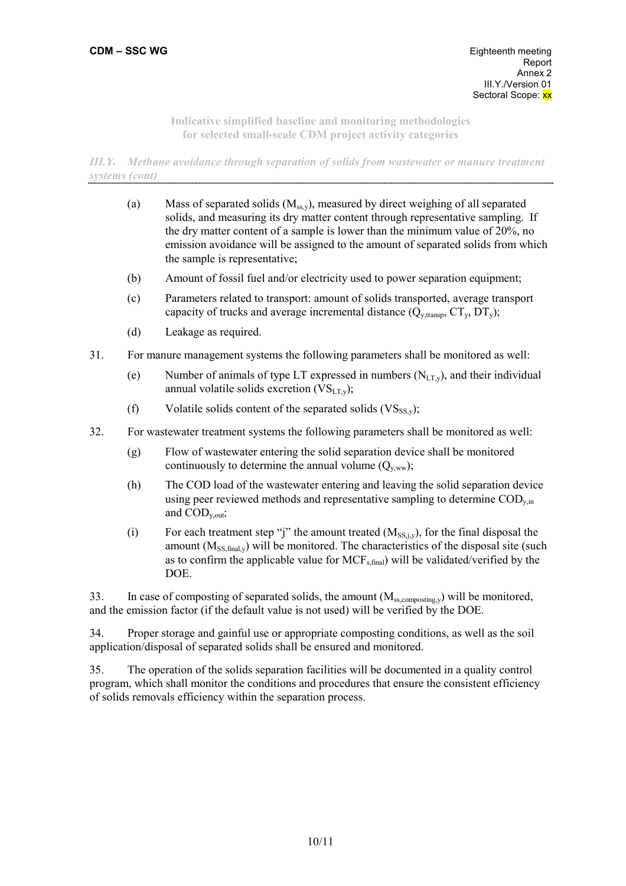(a) Mass of separated solids ($M_{ss,y}$), measured by direct weighing of all separated solids, and measuring its dry matter content through representative sampling. If the dry matter content of a sample is lower than the minimum value of 20%, no emission avoidance will be assigned to the amount of separated solids from which the sample is representative;

(b) Amount of fossil fuel and/or electricity used to power separation equipment;

(c) Parameters related to transport: amount of solids transported, average transport capacity of trucks and average incremental distance ($Q_{y,transp}$, $CT_y$, $DT_y$);

(d) Leakage as required.

31. For manure management systems the following parameters shall be monitored as well:

(e) Number of animals of type LT expressed in numbers ($N_{LT,y}$), and their individual annual volatile solids excretion ($VS_{LT,y}$);

(f) Volatile solids content of the separated solids ($VS_{SS,y}$);

32. For wastewater treatment systems the following parameters shall be monitored as well:

(g) Flow of wastewater entering the solid separation device shall be monitored continuously to determine the annual volume ($Q_{y,ww}$);

(h) The COD load of the wastewater entering and leaving the solid separation device using peer reviewed methods and representative sampling to determine $COD_{y,in}$ and $COD_{y,out}$;

(i) For each treatment step "j" the amount treated ($M_{SS,j,y}$), for the final disposal the amount ($M_{SS,final,y}$) will be monitored. The characteristics of the disposal site (such as to confirm the applicable value for $MCF_{s,final}$) will be validated/verified by the DOE.

33. In case of composting of separated solids, the amount ($M_{ss,composting,y}$) will be monitored, and the emission factor (if the default value is not used) will be verified by the DOE.

34. Proper storage and gainful use or appropriate composting conditions, as well as the soil application/disposal of separated solids shall be ensured and monitored.

35. The operation of the solids separation facilities will be documented in a quality control program, which shall monitor the conditions and procedures that ensure the consistent efficiency of solids removals efficiency within the separation process.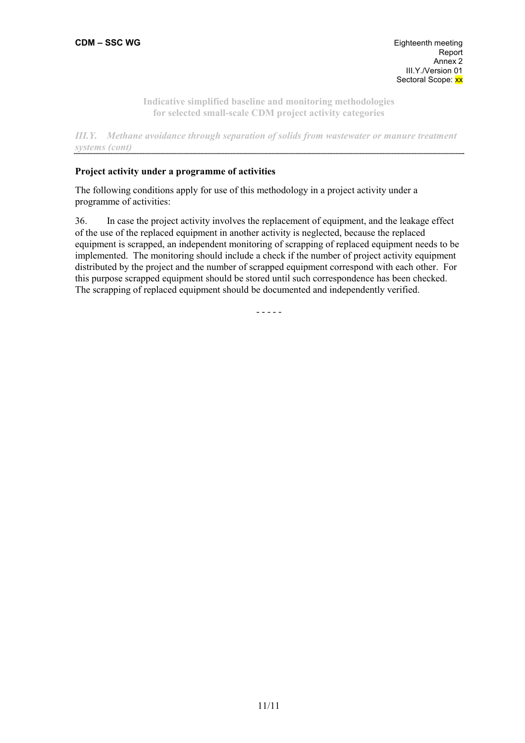**Project activity under a programme of activities**

The following conditions apply for use of this methodology in a project activity under a programme of activities:

36. In case the project activity involves the replacement of equipment, and the leakage effect of the use of the replaced equipment in another activity is neglected, because the replaced equipment is scrapped, an independent monitoring of scrapping of replaced equipment needs to be implemented. The monitoring should include a check if the number of project activity equipment distributed by the project and the number of scrapped equipment correspond with each other. For this purpose scrapped equipment should be stored until such correspondence has been checked. The scrapping of replaced equipment should be documented and independently verified.

- - - - -